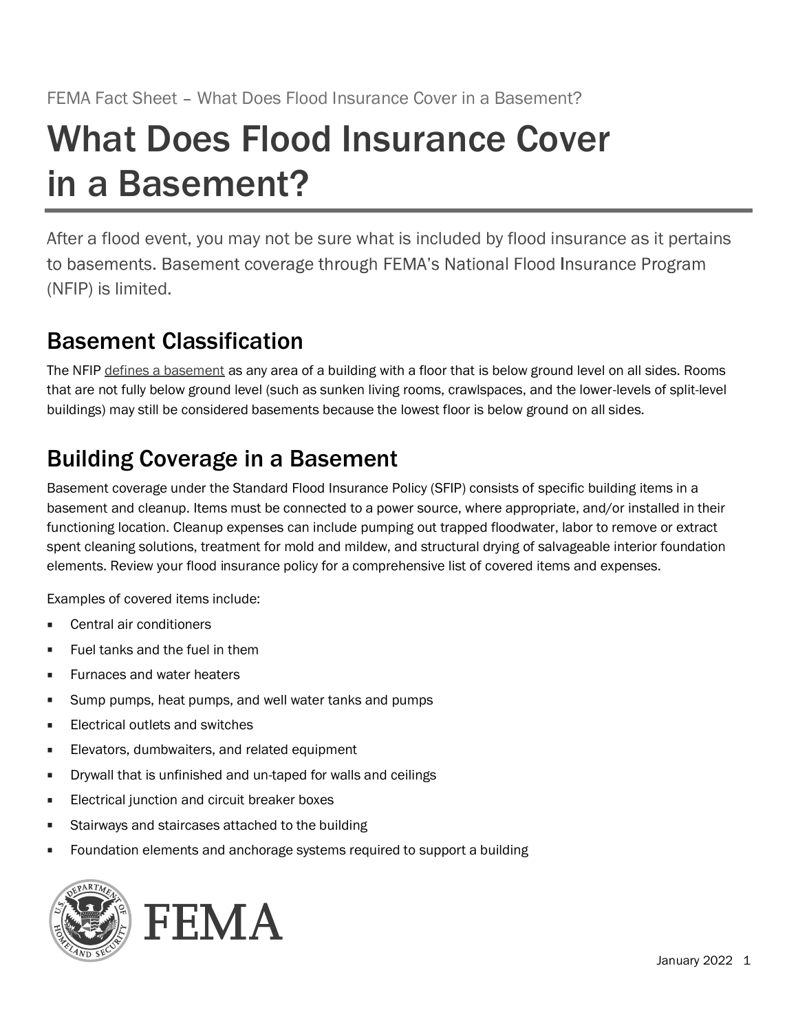# What Does Flood Insurance Cover in a Basement?

After a flood event, you may not be sure what is included by flood insurance as it pertains to basements. Basement coverage through FEMA's National Flood Insurance Program (NFIP) is limited.

## Basement Classification

The NFIP defines a basement as any area of a building with a floor that is below ground level on all sides. Rooms that are not fully below ground level (such as sunken living rooms, crawlspaces, and the lower-levels of split-level buildings) may still be considered basements because the lowest floor is below ground on all sides.

## Building Coverage in a Basement

Basement coverage under the Standard Flood Insurance Policy (SFIP) consists of specific building items in a basement and cleanup. Items must be connected to a power source, where appropriate, and/or installed in their functioning location. Cleanup expenses can include pumping out trapped floodwater, labor to remove or extract spent cleaning solutions, treatment for mold and mildew, and structural drying of salvageable interior foundation elements. Review your flood insurance policy for a comprehensive list of covered items and expenses.

Examples of covered items include:

- Central air conditioners
- Fuel tanks and the fuel in them
- Furnaces and water heaters
- Sump pumps, heat pumps, and well water tanks and pumps
- Electrical outlets and switches
- Elevators, dumbwaiters, and related equipment
- Drywall that is unfinished and un-taped for walls and ceilings
- Electrical junction and circuit breaker boxes
- Stairways and staircases attached to the building
- Foundation elements and anchorage systems required to support a building

January 2022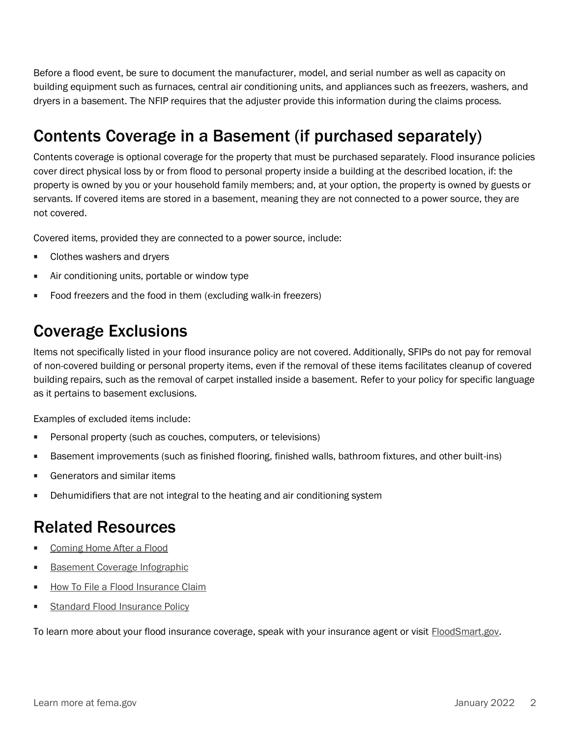Before a flood event, be sure to document the manufacturer, model, and serial number as well as capacity on building equipment such as furnaces, central air conditioning units, and appliances such as freezers, washers, and dryers in a basement. The NFIP requires that the adjuster provide this information during the claims process.

## Contents Coverage in a Basement (if purchased separately)

Contents coverage is optional coverage for the property that must be purchased separately. Flood insurance policies cover direct physical loss by or from flood to personal property inside a building at the described location, if: the property is owned by you or your household family members; and, at your option, the property is owned by guests or servants. If covered items are stored in a basement, meaning they are not connected to a power source, they are not covered.

Covered items, provided they are connected to a power source, include:

- Clothes washers and dryers
- Air conditioning units, portable or window type
- Food freezers and the food in them (excluding walk-in freezers)

## Coverage Exclusions

Items not specifically listed in your flood insurance policy are not covered. Additionally, SFIPs do not pay for removal of non-covered building or personal property items, even if the removal of these items facilitates cleanup of covered building repairs, such as the removal of carpet installed inside a basement. Refer to your policy for specific language as it pertains to basement exclusions.

Examples of excluded items include:

- Personal property (such as couches, computers, or televisions)
- Basement improvements (such as finished flooring, finished walls, bathroom fixtures, and other built-ins)
- Generators and similar items
- Dehumidifiers that are not integral to the heating and air conditioning system

## Related Resources

- Coming Home After a Flood
- Basement Coverage Infographic
- How To File a Flood Insurance Claim
- Standard Flood Insurance Policy

To learn more about your flood insurance coverage, speak with your insurance agent or visit FloodSmart.gov.